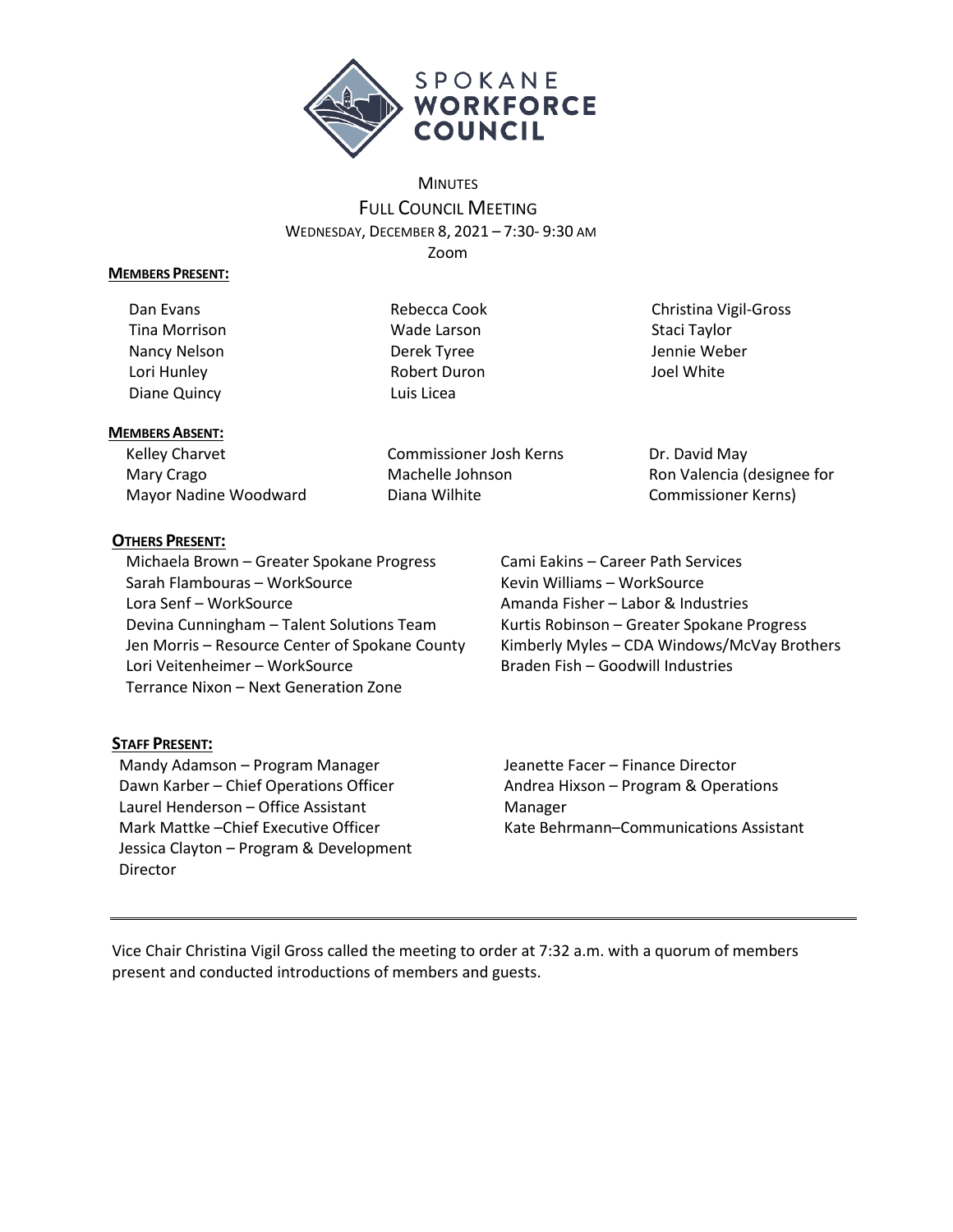SPOKANE WORKFORCE COUNCIL

# MINUTES

## FULL COUNCIL MEETING

WEDNESDAY, DECEMBER 8, 2021 – 7:30- 9:30 AM

Zoom

**MEMBERS PRESENT:**

Dan Evans
Tina Morrison
Nancy Nelson
Lori Hunley
Diane Quincy
Rebecca Cook
Wade Larson
Derek Tyree
Robert Duron
Luis Licea
Christina Vigil-Gross
Staci Taylor
Jennie Weber
Joel White

**MEMBERS ABSENT:**

Kelley Charvet
Mary Crago
Mayor Nadine Woodward
Commissioner Josh Kerns
Machelle Johnson
Diana Wilhite
Dr. David May
Ron Valencia (designee for Commissioner Kerns)

**OTHERS PRESENT:**

Michaela Brown – Greater Spokane Progress
Sarah Flambouras – WorkSource
Lora Senf – WorkSource
Devina Cunningham – Talent Solutions Team
Jen Morris – Resource Center of Spokane County
Lori Veitenheimer – WorkSource
Terrance Nixon – Next Generation Zone
Cami Eakins – Career Path Services
Kevin Williams – WorkSource
Amanda Fisher – Labor & Industries
Kurtis Robinson – Greater Spokane Progress
Kimberly Myles – CDA Windows/McVay Brothers
Braden Fish – Goodwill Industries

**STAFF PRESENT:**

Mandy Adamson – Program Manager
Dawn Karber – Chief Operations Officer
Laurel Henderson – Office Assistant
Mark Mattke –Chief Executive Officer
Jessica Clayton – Program & Development Director
Jeanette Facer – Finance Director
Andrea Hixson – Program & Operations Manager
Kate Behrmann–Communications Assistant

---

Vice Chair Christina Vigil Gross called the meeting to order at 7:32 a.m. with a quorum of members present and conducted introductions of members and guests.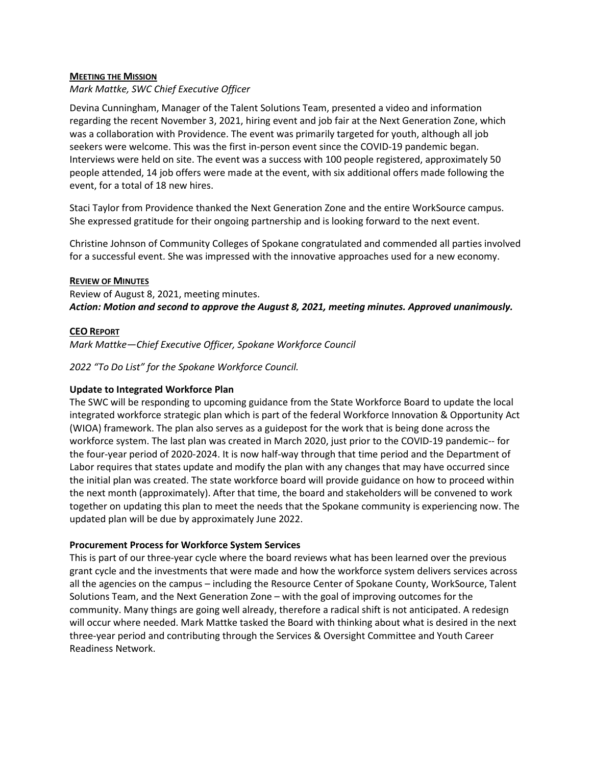## MEETING THE MISSION

*Mark Mattke, SWC Chief Executive Officer*

Devina Cunningham, Manager of the Talent Solutions Team, presented a video and information regarding the recent November 3, 2021, hiring event and job fair at the Next Generation Zone, which was a collaboration with Providence. The event was primarily targeted for youth, although all job seekers were welcome. This was the first in-person event since the COVID-19 pandemic began. Interviews were held on site. The event was a success with 100 people registered, approximately 50 people attended, 14 job offers were made at the event, with six additional offers made following the event, for a total of 18 new hires.

Staci Taylor from Providence thanked the Next Generation Zone and the entire WorkSource campus. She expressed gratitude for their ongoing partnership and is looking forward to the next event.

Christine Johnson of Community Colleges of Spokane congratulated and commended all parties involved for a successful event. She was impressed with the innovative approaches used for a new economy.

## REVIEW OF MINUTES

Review of August 8, 2021, meeting minutes.

***Action: Motion and second to approve the August 8, 2021, meeting minutes. Approved unanimously.***

## CEO REPORT

*Mark Mattke—Chief Executive Officer, Spokane Workforce Council*

*2022 "To Do List" for the Spokane Workforce Council.*

### Update to Integrated Workforce Plan

The SWC will be responding to upcoming guidance from the State Workforce Board to update the local integrated workforce strategic plan which is part of the federal Workforce Innovation & Opportunity Act (WIOA) framework. The plan also serves as a guidepost for the work that is being done across the workforce system. The last plan was created in March 2020, just prior to the COVID-19 pandemic-- for the four-year period of 2020-2024. It is now half-way through that time period and the Department of Labor requires that states update and modify the plan with any changes that may have occurred since the initial plan was created. The state workforce board will provide guidance on how to proceed within the next month (approximately). After that time, the board and stakeholders will be convened to work together on updating this plan to meet the needs that the Spokane community is experiencing now. The updated plan will be due by approximately June 2022.

### Procurement Process for Workforce System Services

This is part of our three-year cycle where the board reviews what has been learned over the previous grant cycle and the investments that were made and how the workforce system delivers services across all the agencies on the campus – including the Resource Center of Spokane County, WorkSource, Talent Solutions Team, and the Next Generation Zone – with the goal of improving outcomes for the community. Many things are going well already, therefore a radical shift is not anticipated. A redesign will occur where needed. Mark Mattke tasked the Board with thinking about what is desired in the next three-year period and contributing through the Services & Oversight Committee and Youth Career Readiness Network.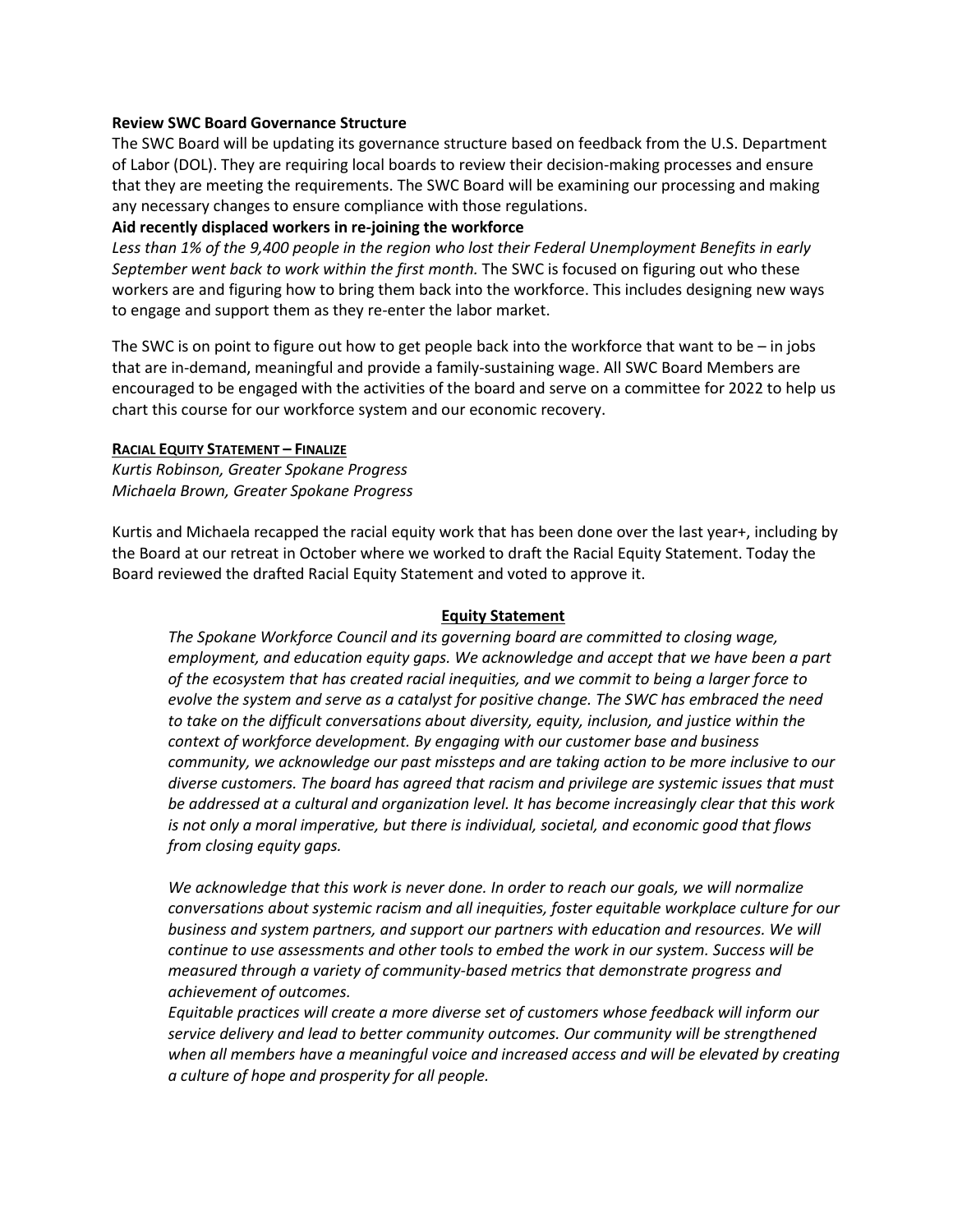**Review SWC Board Governance Structure**

The SWC Board will be updating its governance structure based on feedback from the U.S. Department of Labor (DOL). They are requiring local boards to review their decision-making processes and ensure that they are meeting the requirements. The SWC Board will be examining our processing and making any necessary changes to ensure compliance with those regulations.

**Aid recently displaced workers in re-joining the workforce**

*Less than 1% of the 9,400 people in the region who lost their Federal Unemployment Benefits in early September went back to work within the first month.* The SWC is focused on figuring out who these workers are and figuring how to bring them back into the workforce. This includes designing new ways to engage and support them as they re-enter the labor market.

The SWC is on point to figure out how to get people back into the workforce that want to be – in jobs that are in-demand, meaningful and provide a family-sustaining wage. All SWC Board Members are encouraged to be engaged with the activities of the board and serve on a committee for 2022 to help us chart this course for our workforce system and our economic recovery.

**RACIAL EQUITY STATEMENT – FINALIZE**

*Kurtis Robinson, Greater Spokane Progress*
*Michaela Brown, Greater Spokane Progress*

Kurtis and Michaela recapped the racial equity work that has been done over the last year+, including by the Board at our retreat in October where we worked to draft the Racial Equity Statement. Today the Board reviewed the drafted Racial Equity Statement and voted to approve it.

**Equity Statement**

*The Spokane Workforce Council and its governing board are committed to closing wage, employment, and education equity gaps. We acknowledge and accept that we have been a part of the ecosystem that has created racial inequities, and we commit to being a larger force to evolve the system and serve as a catalyst for positive change. The SWC has embraced the need to take on the difficult conversations about diversity, equity, inclusion, and justice within the context of workforce development. By engaging with our customer base and business community, we acknowledge our past missteps and are taking action to be more inclusive to our diverse customers. The board has agreed that racism and privilege are systemic issues that must be addressed at a cultural and organization level. It has become increasingly clear that this work is not only a moral imperative, but there is individual, societal, and economic good that flows from closing equity gaps.*

*We acknowledge that this work is never done. In order to reach our goals, we will normalize conversations about systemic racism and all inequities, foster equitable workplace culture for our business and system partners, and support our partners with education and resources. We will continue to use assessments and other tools to embed the work in our system. Success will be measured through a variety of community-based metrics that demonstrate progress and achievement of outcomes.*

*Equitable practices will create a more diverse set of customers whose feedback will inform our service delivery and lead to better community outcomes. Our community will be strengthened when all members have a meaningful voice and increased access and will be elevated by creating a culture of hope and prosperity for all people.*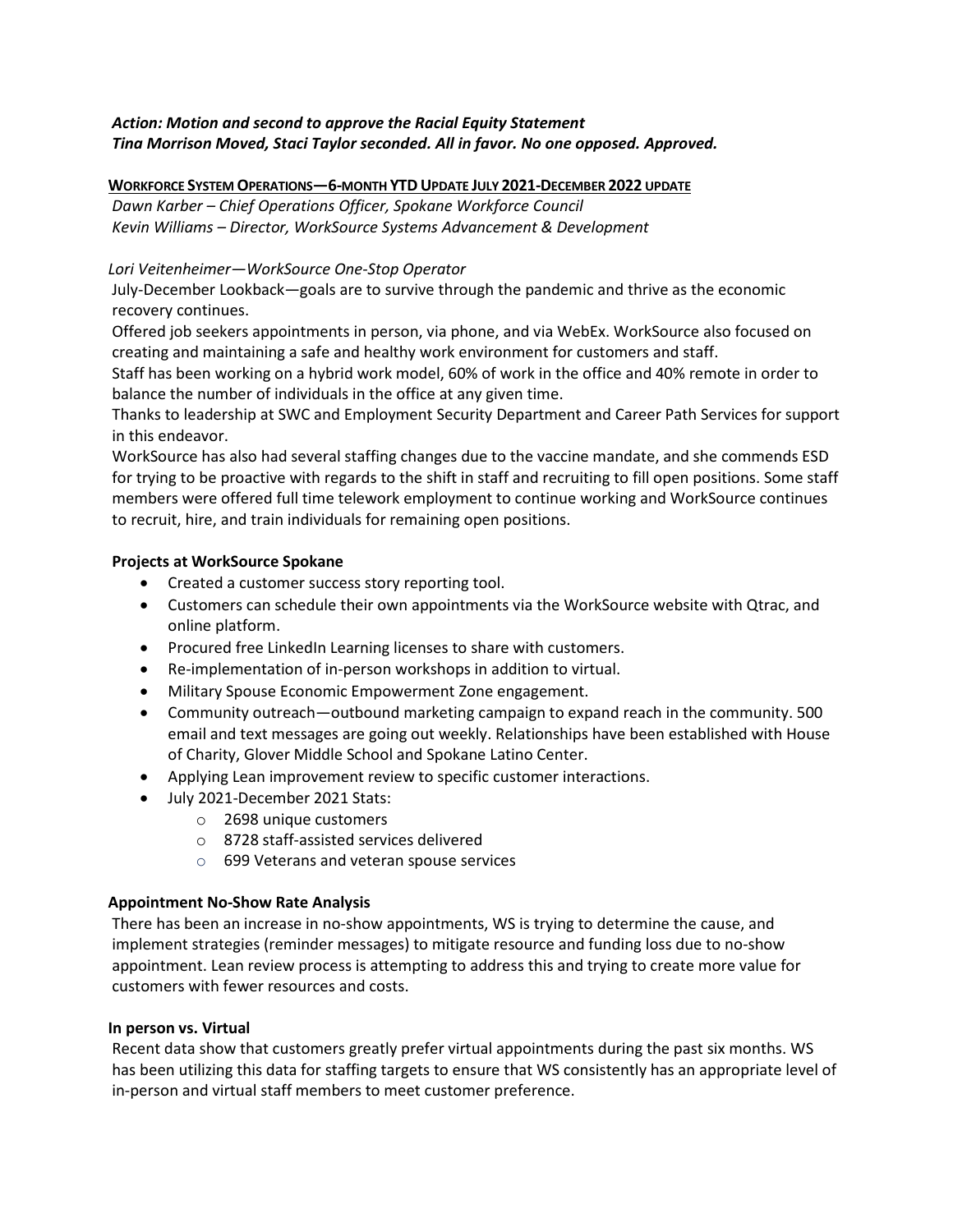***Action: Motion and second to approve the Racial Equity Statement***
***Tina Morrison Moved, Staci Taylor seconded. All in favor. No one opposed. Approved.***

**WORKFORCE SYSTEM OPERATIONS—6-MONTH YTD UPDATE JULY 2021-DECEMBER 2022 UPDATE**

*Dawn Karber – Chief Operations Officer, Spokane Workforce Council*
*Kevin Williams – Director, WorkSource Systems Advancement & Development*

*Lori Veitenheimer—WorkSource One-Stop Operator*

July-December Lookback—goals are to survive through the pandemic and thrive as the economic recovery continues.

Offered job seekers appointments in person, via phone, and via WebEx. WorkSource also focused on creating and maintaining a safe and healthy work environment for customers and staff.

Staff has been working on a hybrid work model, 60% of work in the office and 40% remote in order to balance the number of individuals in the office at any given time.

Thanks to leadership at SWC and Employment Security Department and Career Path Services for support in this endeavor.

WorkSource has also had several staffing changes due to the vaccine mandate, and she commends ESD for trying to be proactive with regards to the shift in staff and recruiting to fill open positions. Some staff members were offered full time telework employment to continue working and WorkSource continues to recruit, hire, and train individuals for remaining open positions.

**Projects at WorkSource Spokane**

- Created a customer success story reporting tool.
- Customers can schedule their own appointments via the WorkSource website with Qtrac, and online platform.
- Procured free LinkedIn Learning licenses to share with customers.
- Re-implementation of in-person workshops in addition to virtual.
- Military Spouse Economic Empowerment Zone engagement.
- Community outreach—outbound marketing campaign to expand reach in the community. 500 email and text messages are going out weekly. Relationships have been established with House of Charity, Glover Middle School and Spokane Latino Center.
- Applying Lean improvement review to specific customer interactions.
- July 2021-December 2021 Stats:
  - 2698 unique customers
  - 8728 staff-assisted services delivered
  - 699 Veterans and veteran spouse services

**Appointment No-Show Rate Analysis**

There has been an increase in no-show appointments, WS is trying to determine the cause, and implement strategies (reminder messages) to mitigate resource and funding loss due to no-show appointment. Lean review process is attempting to address this and trying to create more value for customers with fewer resources and costs.

**In person vs. Virtual**

Recent data show that customers greatly prefer virtual appointments during the past six months. WS has been utilizing this data for staffing targets to ensure that WS consistently has an appropriate level of in-person and virtual staff members to meet customer preference.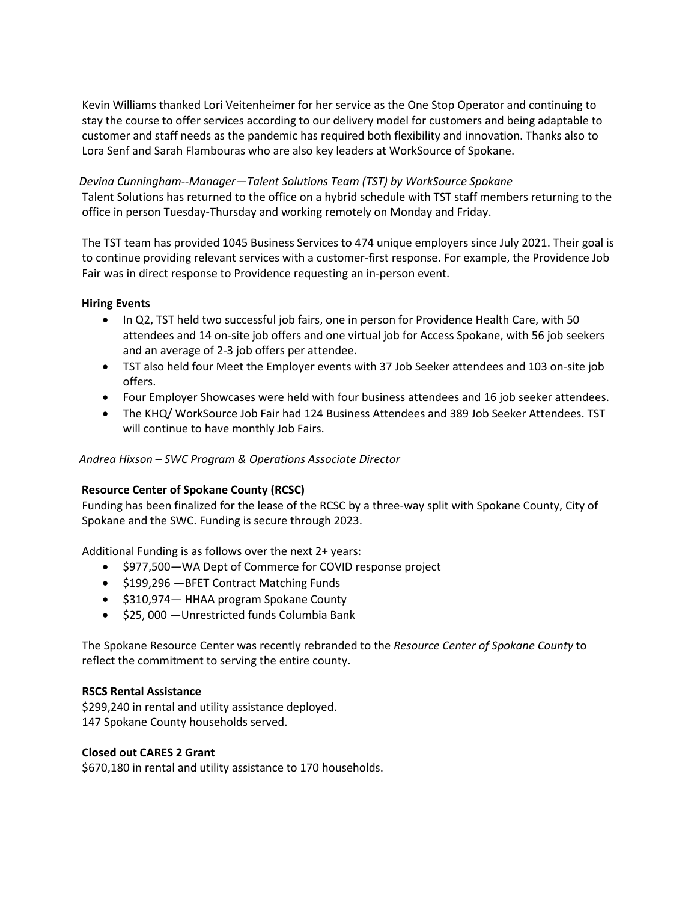Kevin Williams thanked Lori Veitenheimer for her service as the One Stop Operator and continuing to stay the course to offer services according to our delivery model for customers and being adaptable to customer and staff needs as the pandemic has required both flexibility and innovation. Thanks also to Lora Senf and Sarah Flambouras who are also key leaders at WorkSource of Spokane.

*Devina Cunningham--Manager—Talent Solutions Team (TST) by WorkSource Spokane*

Talent Solutions has returned to the office on a hybrid schedule with TST staff members returning to the office in person Tuesday-Thursday and working remotely on Monday and Friday.

The TST team has provided 1045 Business Services to 474 unique employers since July 2021. Their goal is to continue providing relevant services with a customer-first response. For example, the Providence Job Fair was in direct response to Providence requesting an in-person event.

**Hiring Events**

- In Q2, TST held two successful job fairs, one in person for Providence Health Care, with 50 attendees and 14 on-site job offers and one virtual job for Access Spokane, with 56 job seekers and an average of 2-3 job offers per attendee.
- TST also held four Meet the Employer events with 37 Job Seeker attendees and 103 on-site job offers.
- Four Employer Showcases were held with four business attendees and 16 job seeker attendees.
- The KHQ/ WorkSource Job Fair had 124 Business Attendees and 389 Job Seeker Attendees. TST will continue to have monthly Job Fairs.

*Andrea Hixson – SWC Program & Operations Associate Director*

**Resource Center of Spokane County (RCSC)**

Funding has been finalized for the lease of the RCSC by a three-way split with Spokane County, City of Spokane and the SWC. Funding is secure through 2023.

Additional Funding is as follows over the next 2+ years:

- $977,500—WA Dept of Commerce for COVID response project
- $199,296 —BFET Contract Matching Funds
- $310,974— HHAA program Spokane County
- $25, 000 —Unrestricted funds Columbia Bank

The Spokane Resource Center was recently rebranded to the *Resource Center of Spokane County* to reflect the commitment to serving the entire county.

**RSCS Rental Assistance**

$299,240 in rental and utility assistance deployed.
147 Spokane County households served.

**Closed out CARES 2 Grant**

$670,180 in rental and utility assistance to 170 households.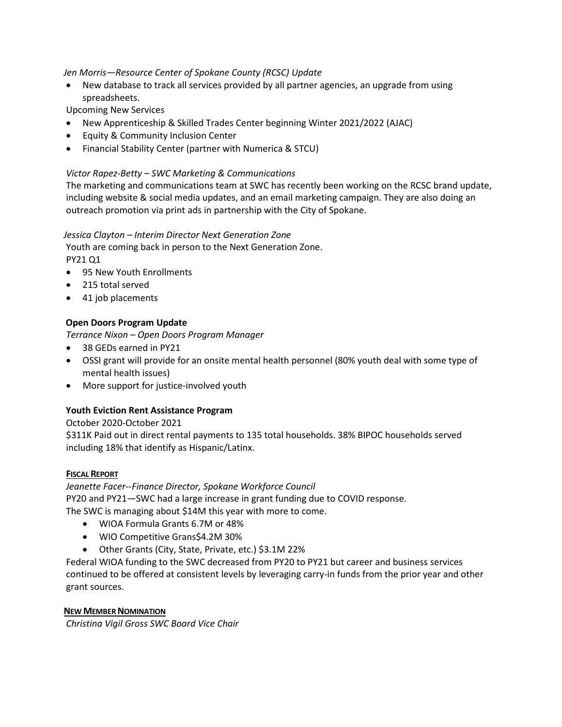*Jen Morris—Resource Center of Spokane County (RCSC) Update*

- New database to track all services provided by all partner agencies, an upgrade from using spreadsheets.

Upcoming New Services

- New Apprenticeship & Skilled Trades Center beginning Winter 2021/2022 (AJAC)
- Equity & Community Inclusion Center
- Financial Stability Center (partner with Numerica & STCU)

*Victor Rapez-Betty – SWC Marketing & Communications*

The marketing and communications team at SWC has recently been working on the RCSC brand update, including website & social media updates, and an email marketing campaign. They are also doing an outreach promotion via print ads in partnership with the City of Spokane.

*Jessica Clayton – Interim Director Next Generation Zone*

Youth are coming back in person to the Next Generation Zone.

PY21 Q1

- 95 New Youth Enrollments
- 215 total served
- 41 job placements

**Open Doors Program Update**

*Terrance Nixon – Open Doors Program Manager*

- 38 GEDs earned in PY21
- OSSI grant will provide for an onsite mental health personnel (80% youth deal with some type of mental health issues)
- More support for justice-involved youth

**Youth Eviction Rent Assistance Program**

October 2020-October 2021

$311K Paid out in direct rental payments to 135 total households. 38% BIPOC households served including 18% that identify as Hispanic/Latinx.

**FISCAL REPORT**

*Jeanette Facer--Finance Director, Spokane Workforce Council*

PY20 and PY21—SWC had a large increase in grant funding due to COVID response.

The SWC is managing about $14M this year with more to come.

- WIOA Formula Grants 6.7M or 48%
- WIO Competitive Grans$4.2M 30%
- Other Grants (City, State, Private, etc.) $3.1M 22%

Federal WIOA funding to the SWC decreased from PY20 to PY21 but career and business services continued to be offered at consistent levels by leveraging carry-in funds from the prior year and other grant sources.

**NEW MEMBER NOMINATION**

*Christina Vigil Gross SWC Board Vice Chair*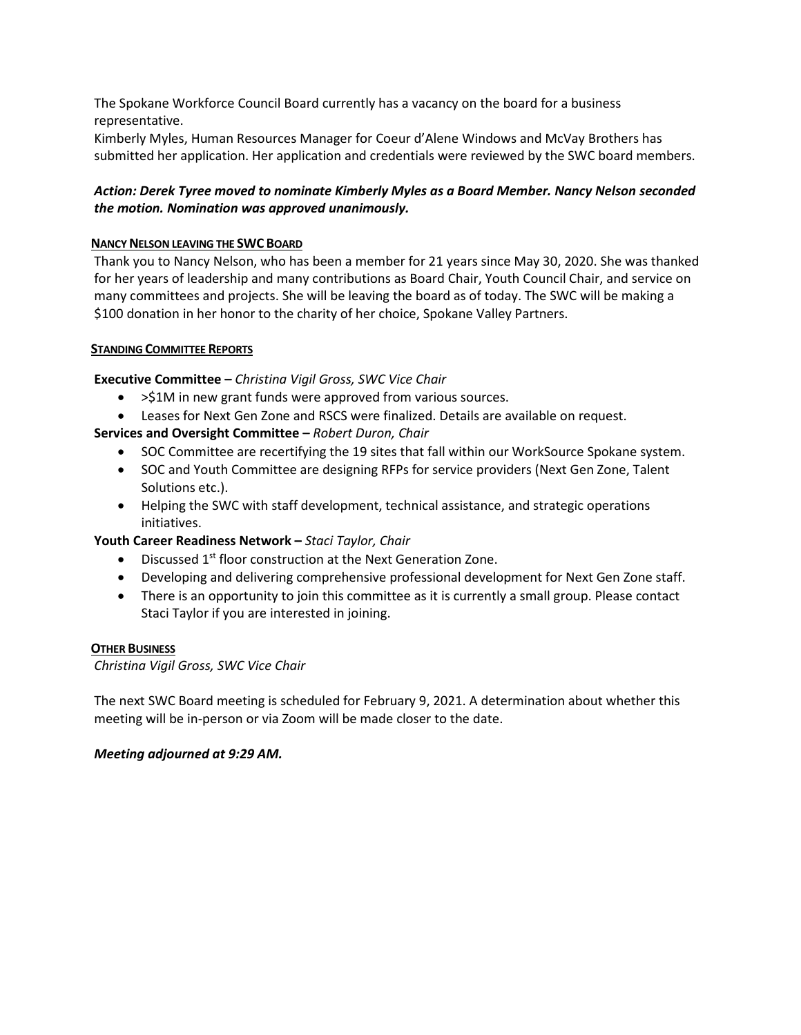The Spokane Workforce Council Board currently has a vacancy on the board for a business representative.

Kimberly Myles, Human Resources Manager for Coeur d'Alene Windows and McVay Brothers has submitted her application. Her application and credentials were reviewed by the SWC board members.

***Action: Derek Tyree moved to nominate Kimberly Myles as a Board Member. Nancy Nelson seconded the motion. Nomination was approved unanimously.***

**NANCY NELSON LEAVING THE SWC BOARD**

Thank you to Nancy Nelson, who has been a member for 21 years since May 30, 2020. She was thanked for her years of leadership and many contributions as Board Chair, Youth Council Chair, and service on many committees and projects. She will be leaving the board as of today. The SWC will be making a $100 donation in her honor to the charity of her choice, Spokane Valley Partners.

**STANDING COMMITTEE REPORTS**

**Executive Committee –** *Christina Vigil Gross, SWC Vice Chair*

- >$1M in new grant funds were approved from various sources.
- Leases for Next Gen Zone and RSCS were finalized. Details are available on request.

**Services and Oversight Committee –** *Robert Duron, Chair*

- SOC Committee are recertifying the 19 sites that fall within our WorkSource Spokane system.
- SOC and Youth Committee are designing RFPs for service providers (Next Gen Zone, Talent Solutions etc.).
- Helping the SWC with staff development, technical assistance, and strategic operations initiatives.

**Youth Career Readiness Network –** *Staci Taylor, Chair*

- Discussed 1st floor construction at the Next Generation Zone.
- Developing and delivering comprehensive professional development for Next Gen Zone staff.
- There is an opportunity to join this committee as it is currently a small group. Please contact Staci Taylor if you are interested in joining.

**OTHER BUSINESS**

*Christina Vigil Gross, SWC Vice Chair*

The next SWC Board meeting is scheduled for February 9, 2021. A determination about whether this meeting will be in-person or via Zoom will be made closer to the date.

***Meeting adjourned at 9:29 AM.***